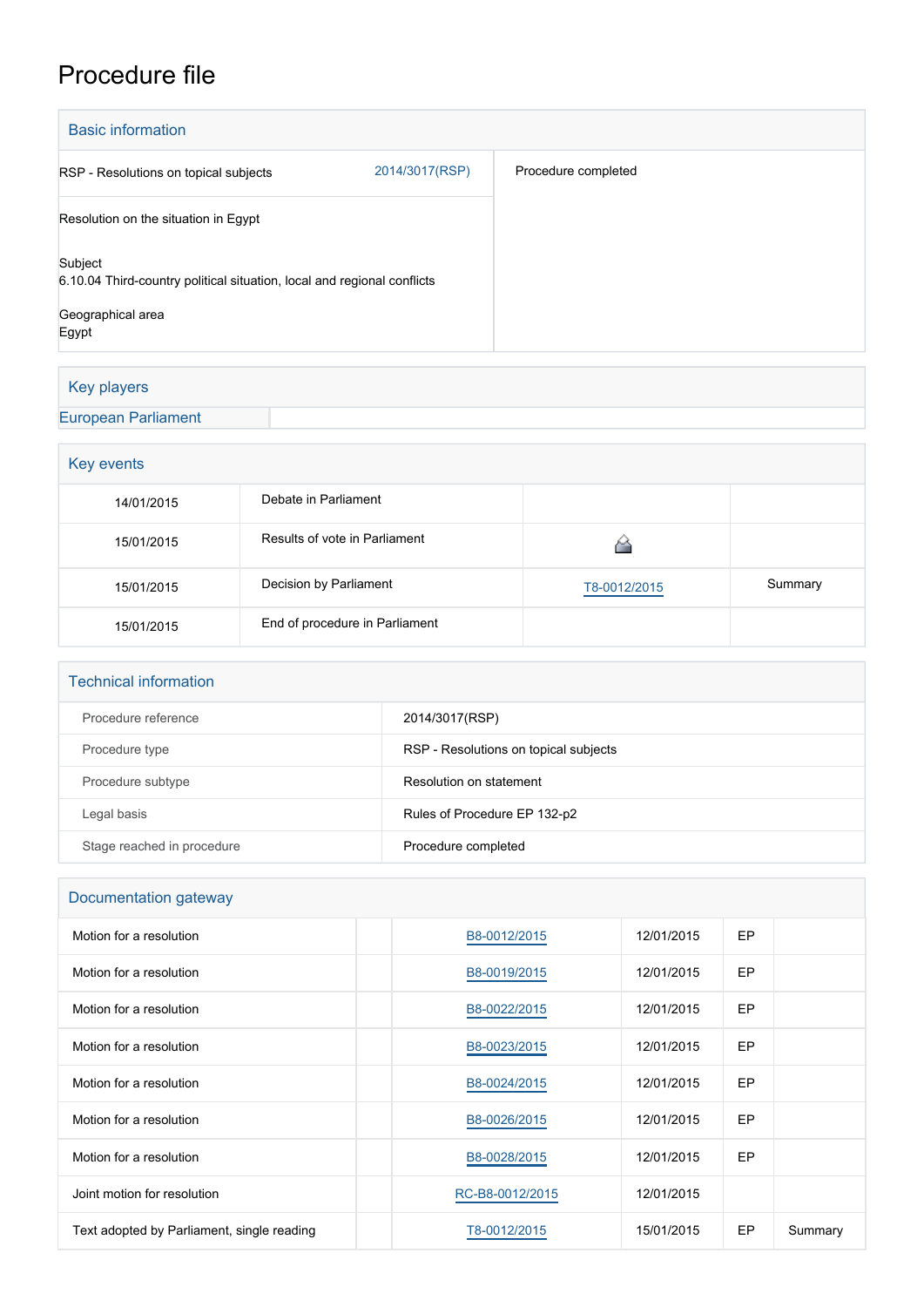# Procedure file

## Basic information

| | | |
|---|---|---|
| RSP - Resolutions on topical subjects | 2014/3017(RSP) | Procedure completed |
| Resolution on the situation in Egypt<br><br>Subject<br>6.10.04 Third-country political situation, local and regional conflicts<br><br>Geographical area<br>Egypt | | |

## Key players

| European Parliament | |
|---|---|

## Key events

| | | | |
|---|---|---|---|
| 14/01/2015 | Debate in Parliament | | |
| 15/01/2015 | Results of vote in Parliament | | |
| 15/01/2015 | Decision by Parliament | T8-0012/2015 | Summary |
| 15/01/2015 | End of procedure in Parliament | | |

## Technical information

| | |
|---|---|
| Procedure reference | 2014/3017(RSP) |
| Procedure type | RSP - Resolutions on topical subjects |
| Procedure subtype | Resolution on statement |
| Legal basis | Rules of Procedure EP 132-p2 |
| Stage reached in procedure | Procedure completed |

## Documentation gateway

| | | | | | |
|---|---|---|---|---|---|
| Motion for a resolution | | B8-0012/2015 | 12/01/2015 | EP | |
| Motion for a resolution | | B8-0019/2015 | 12/01/2015 | EP | |
| Motion for a resolution | | B8-0022/2015 | 12/01/2015 | EP | |
| Motion for a resolution | | B8-0023/2015 | 12/01/2015 | EP | |
| Motion for a resolution | | B8-0024/2015 | 12/01/2015 | EP | |
| Motion for a resolution | | B8-0026/2015 | 12/01/2015 | EP | |
| Motion for a resolution | | B8-0028/2015 | 12/01/2015 | EP | |
| Joint motion for resolution | | RC-B8-0012/2015 | 12/01/2015 | | |
| Text adopted by Parliament, single reading | | T8-0012/2015 | 15/01/2015 | EP | Summary |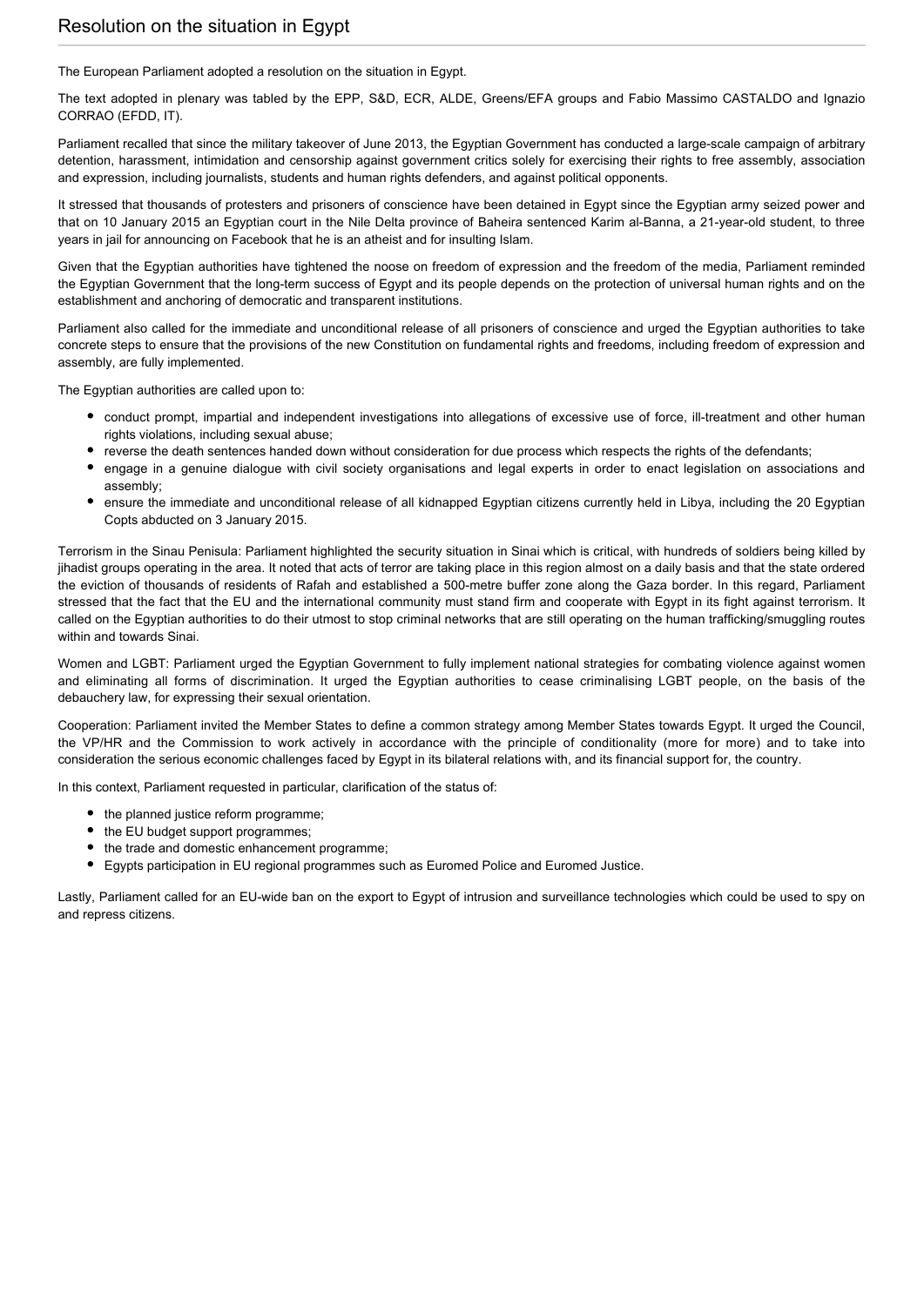# Resolution on the situation in Egypt

The European Parliament adopted a resolution on the situation in Egypt.

The text adopted in plenary was tabled by the EPP, S&D, ECR, ALDE, Greens/EFA groups and Fabio Massimo CASTALDO and Ignazio CORRAO (EFDD, IT).

Parliament recalled that since the military takeover of June 2013, the Egyptian Government has conducted a large-scale campaign of arbitrary detention, harassment, intimidation and censorship against government critics solely for exercising their rights to free assembly, association and expression, including journalists, students and human rights defenders, and against political opponents.

It stressed that thousands of protesters and prisoners of conscience have been detained in Egypt since the Egyptian army seized power and that on 10 January 2015 an Egyptian court in the Nile Delta province of Baheira sentenced Karim al-Banna, a 21-year-old student, to three years in jail for announcing on Facebook that he is an atheist and for insulting Islam.

Given that the Egyptian authorities have tightened the noose on freedom of expression and the freedom of the media, Parliament reminded the Egyptian Government that the long-term success of Egypt and its people depends on the protection of universal human rights and on the establishment and anchoring of democratic and transparent institutions.

Parliament also called for the immediate and unconditional release of all prisoners of conscience and urged the Egyptian authorities to take concrete steps to ensure that the provisions of the new Constitution on fundamental rights and freedoms, including freedom of expression and assembly, are fully implemented.

The Egyptian authorities are called upon to:

- conduct prompt, impartial and independent investigations into allegations of excessive use of force, ill-treatment and other human rights violations, including sexual abuse;
- reverse the death sentences handed down without consideration for due process which respects the rights of the defendants;
- engage in a genuine dialogue with civil society organisations and legal experts in order to enact legislation on associations and assembly;
- ensure the immediate and unconditional release of all kidnapped Egyptian citizens currently held in Libya, including the 20 Egyptian Copts abducted on 3 January 2015.

Terrorism in the Sinau Penisula: Parliament highlighted the security situation in Sinai which is critical, with hundreds of soldiers being killed by jihadist groups operating in the area. It noted that acts of terror are taking place in this region almost on a daily basis and that the state ordered the eviction of thousands of residents of Rafah and established a 500-metre buffer zone along the Gaza border. In this regard, Parliament stressed that the fact that the EU and the international community must stand firm and cooperate with Egypt in its fight against terrorism. It called on the Egyptian authorities to do their utmost to stop criminal networks that are still operating on the human trafficking/smuggling routes within and towards Sinai.

Women and LGBT: Parliament urged the Egyptian Government to fully implement national strategies for combating violence against women and eliminating all forms of discrimination. It urged the Egyptian authorities to cease criminalising LGBT people, on the basis of the debauchery law, for expressing their sexual orientation.

Cooperation: Parliament invited the Member States to define a common strategy among Member States towards Egypt. It urged the Council, the VP/HR and the Commission to work actively in accordance with the principle of conditionality (more for more) and to take into consideration the serious economic challenges faced by Egypt in its bilateral relations with, and its financial support for, the country.

In this context, Parliament requested in particular, clarification of the status of:

- the planned justice reform programme;
- the EU budget support programmes;
- the trade and domestic enhancement programme;
- Egypts participation in EU regional programmes such as Euromed Police and Euromed Justice.

Lastly, Parliament called for an EU-wide ban on the export to Egypt of intrusion and surveillance technologies which could be used to spy on and repress citizens.